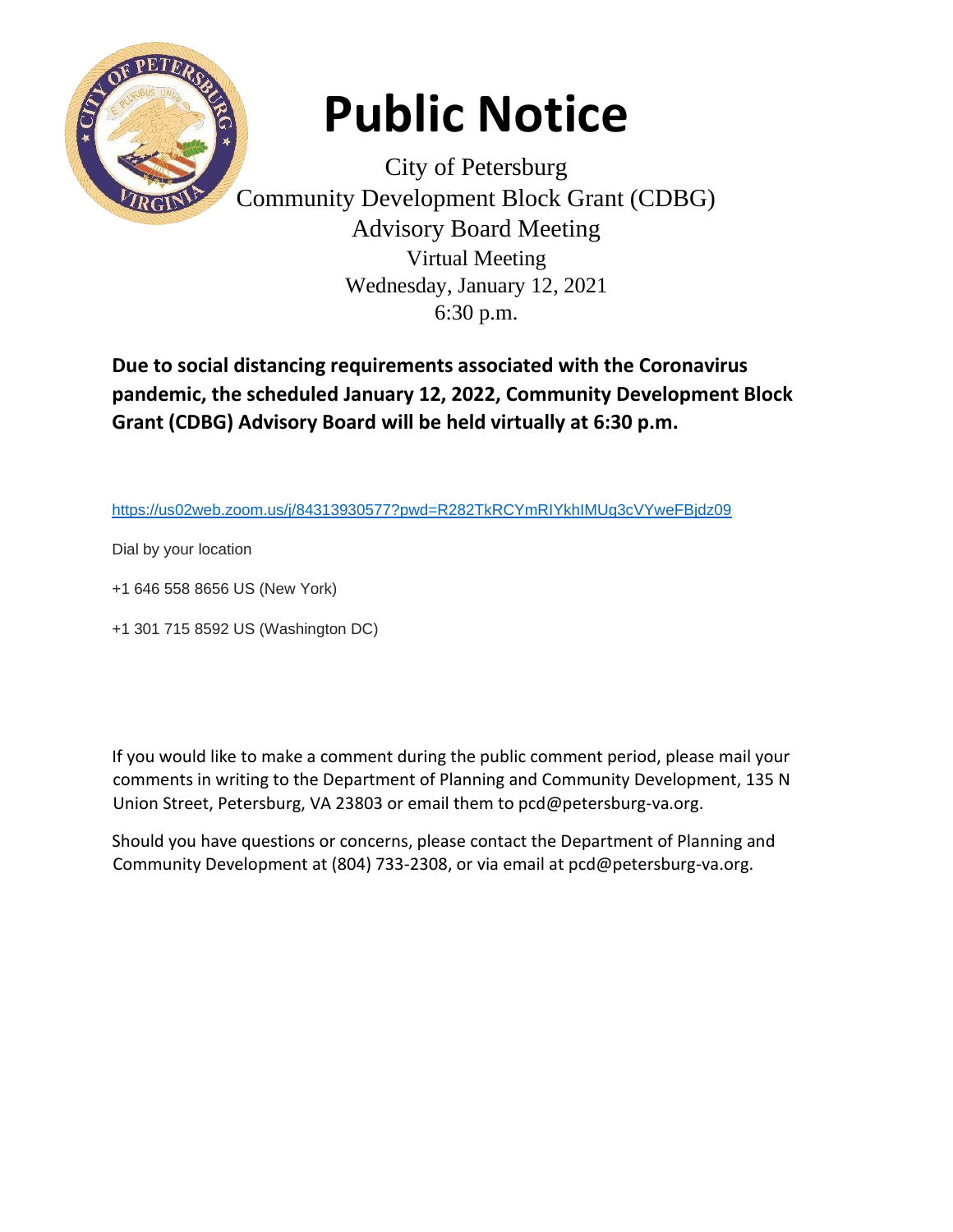# Public Notice

City of Petersburg
Community Development Block Grant (CDBG)
Advisory Board Meeting
Virtual Meeting
Wednesday, January 12, 2021
6:30 p.m.

**Due to social distancing requirements associated with the Coronavirus pandemic, the scheduled January 12, 2022, Community Development Block Grant (CDBG) Advisory Board will be held virtually at 6:30 p.m.**

https://us02web.zoom.us/j/84313930577?pwd=R282TkRCYmRIYkhIMUg3cVYweFBjdz09

Dial by your location

+1 646 558 8656 US (New York)

+1 301 715 8592 US (Washington DC)

If you would like to make a comment during the public comment period, please mail your comments in writing to the Department of Planning and Community Development, 135 N Union Street, Petersburg, VA 23803 or email them to pcd@petersburg-va.org.

Should you have questions or concerns, please contact the Department of Planning and Community Development at (804) 733-2308, or via email at pcd@petersburg-va.org.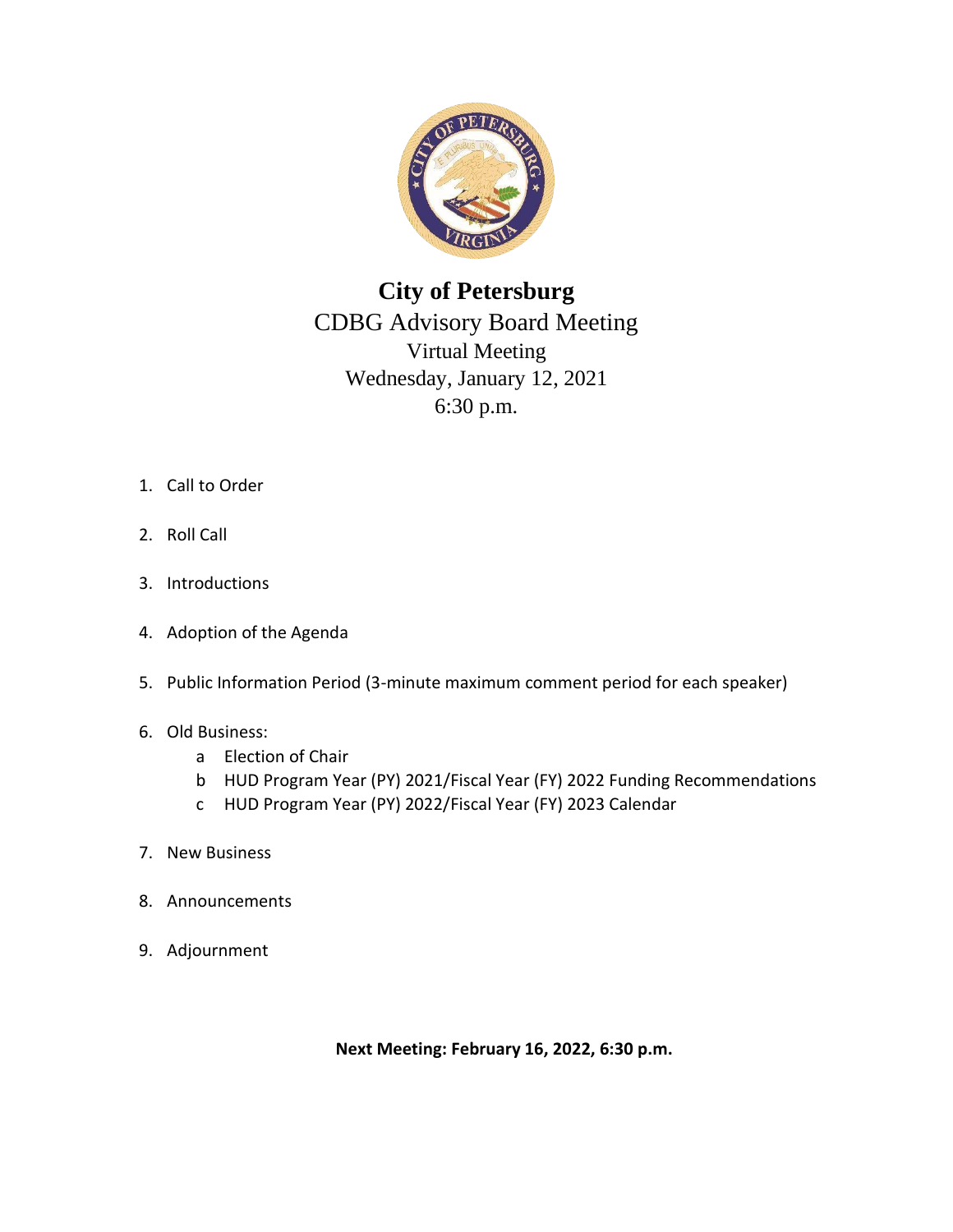# City of Petersburg

## CDBG Advisory Board Meeting

Virtual Meeting

Wednesday, January 12, 2021

6:30 p.m.

1. Call to Order
2. Roll Call
3. Introductions
4. Adoption of the Agenda
5. Public Information Period (3-minute maximum comment period for each speaker)
6. Old Business:
   a Election of Chair
   b HUD Program Year (PY) 2021/Fiscal Year (FY) 2022 Funding Recommendations
   c HUD Program Year (PY) 2022/Fiscal Year (FY) 2023 Calendar
7. New Business
8. Announcements
9. Adjournment

**Next Meeting: February 16, 2022, 6:30 p.m.**